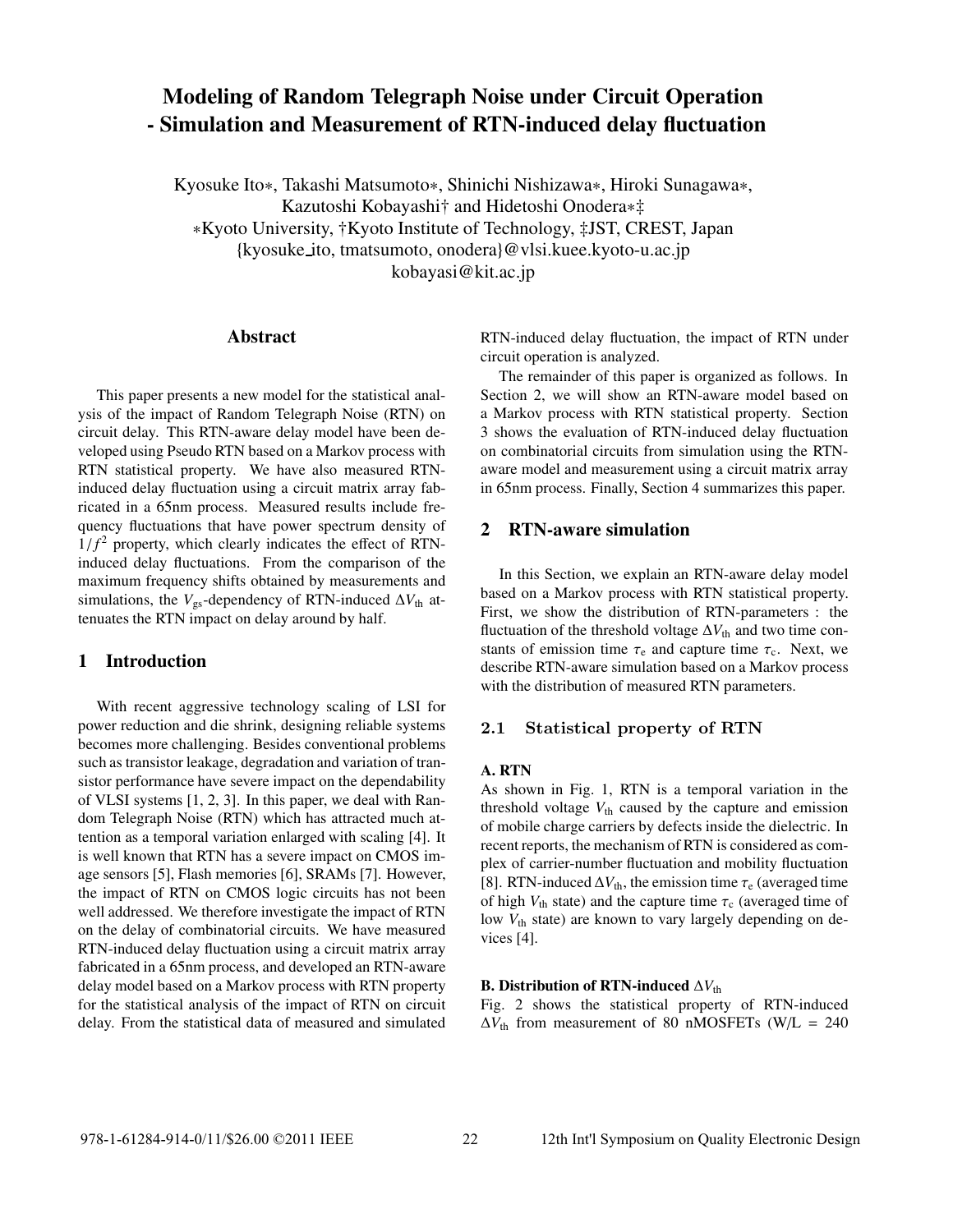# Modeling of Random Telegraph Noise under Circuit Operation - Simulation and Measurement of RTN-induced delay fluctuation

Kyosuke Ito*, Takashi Matsumoto*, Shinichi Nishizawa*, Hiroki Sunagawa*, Kazutoshi Kobayashi† and Hidetoshi Onodera*‡

*Kyoto University, †Kyoto Institute of Technology, ‡JST, CREST, Japan

{kyosuke_ito, tmatsumoto, onodera}@vlsi.kuee.kyoto-u.ac.jp

kobayasi@kit.ac.jp

## Abstract

This paper presents a new model for the statistical analysis of the impact of Random Telegraph Noise (RTN) on circuit delay. This RTN-aware delay model have been developed using Pseudo RTN based on a Markov process with RTN statistical property. We have also measured RTN-induced delay fluctuation using a circuit matrix array fabricated in a 65nm process. Measured results include frequency fluctuations that have power spectrum density of $1/f^2$ property, which clearly indicates the effect of RTN-induced delay fluctuations. From the comparison of the maximum frequency shifts obtained by measurements and simulations, the $V_{gs}$-dependency of RTN-induced $\Delta V_{th}$ attenuates the RTN impact on delay around by half.

## 1 Introduction

With recent aggressive technology scaling of LSI for power reduction and die shrink, designing reliable systems becomes more challenging. Besides conventional problems such as transistor leakage, degradation and variation of transistor performance have severe impact on the dependability of VLSI systems [1, 2, 3]. In this paper, we deal with Random Telegraph Noise (RTN) which has attracted much attention as a temporal variation enlarged with scaling [4]. It is well known that RTN has a severe impact on CMOS image sensors [5], Flash memories [6], SRAMs [7]. However, the impact of RTN on CMOS logic circuits has not been well addressed. We therefore investigate the impact of RTN on the delay of combinatorial circuits. We have measured RTN-induced delay fluctuation using a circuit matrix array fabricated in a 65nm process, and developed an RTN-aware delay model based on a Markov process with RTN property for the statistical analysis of the impact of RTN on circuit delay. From the statistical data of measured and simulated RTN-induced delay fluctuation, the impact of RTN under circuit operation is analyzed.

The remainder of this paper is organized as follows. In Section 2, we will show an RTN-aware model based on a Markov process with RTN statistical property. Section 3 shows the evaluation of RTN-induced delay fluctuation on combinatorial circuits from simulation using the RTN-aware model and measurement using a circuit matrix array in 65nm process. Finally, Section 4 summarizes this paper.

## 2 RTN-aware simulation

In this Section, we explain an RTN-aware delay model based on a Markov process with RTN statistical property. First, we show the distribution of RTN-parameters : the fluctuation of the threshold voltage $\Delta V_{th}$ and two time constants of emission time $\tau_e$ and capture time $\tau_c$. Next, we describe RTN-aware simulation based on a Markov process with the distribution of measured RTN parameters.

### 2.1 Statistical property of RTN

**A. RTN**

As shown in Fig. 1, RTN is a temporal variation in the threshold voltage $V_{th}$ caused by the capture and emission of mobile charge carriers by defects inside the dielectric. In recent reports, the mechanism of RTN is considered as complex of carrier-number fluctuation and mobility fluctuation [8]. RTN-induced $\Delta V_{th}$, the emission time $\tau_e$ (averaged time of high $V_{th}$ state) and the capture time $\tau_c$ (averaged time of low $V_{th}$ state) are known to vary largely depending on devices [4].

**B. Distribution of RTN-induced $\Delta V_{th}$**

Fig. 2 shows the statistical property of RTN-induced $\Delta V_{th}$ from measurement of 80 nMOSFETs (W/L = 240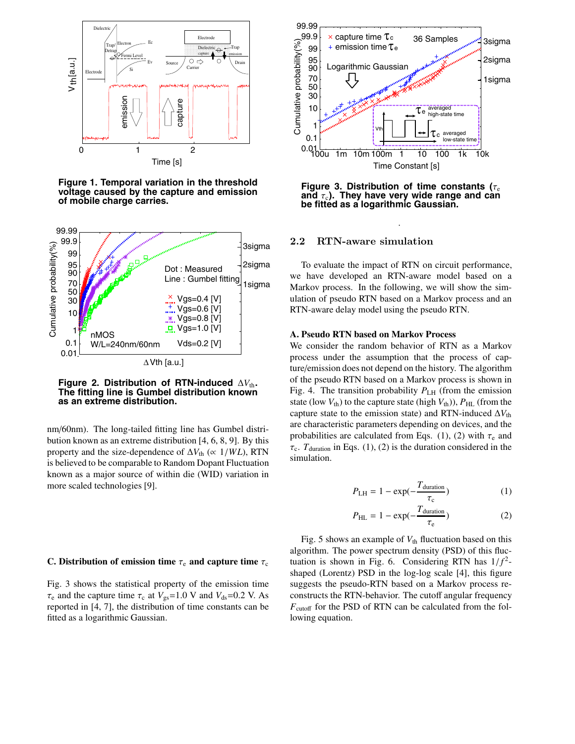**Figure 1. Temporal variation in the threshold voltage caused by the capture and emission of mobile charge carries.**

**Figure 2. Distribution of RTN-induced $\Delta V_{th}$. The fitting line is Gumbel distribution known as an extreme distribution.**

nm/60nm). The long-tailed fitting line has Gumbel distribution known as an extreme distribution [4, 6, 8, 9]. By this property and the size-dependence of $\Delta V_{th}$ ($\propto 1/WL$), RTN is believed to be comparable to Random Dopant Fluctuation known as a major source of within die (WID) variation in more scaled technologies [9].

### C. Distribution of emission time $\tau_e$ and capture time $\tau_c$

Fig. 3 shows the statistical property of the emission time $\tau_e$ and the capture time $\tau_c$ at $V_{gs}$=1.0 V and $V_{ds}$=0.2 V. As reported in [4, 7], the distribution of time constants can be fitted as a logarithmic Gaussian.

**Figure 3. Distribution of time constants ($\tau_e$ and $\tau_c$). They have very wide range and can be fitted as a logarithmic Gaussian.**

## 2.2 RTN-aware simulation

To evaluate the impact of RTN on circuit performance, we have developed an RTN-aware model based on a Markov process. In the following, we will show the simulation of pseudo RTN based on a Markov process and an RTN-aware delay model using the pseudo RTN.

### A. Pseudo RTN based on Markov Process

We consider the random behavior of RTN as a Markov process under the assumption that the process of capture/emission does not depend on the history. The algorithm of the pseudo RTN based on a Markov process is shown in Fig. 4. The transition probability $P_{LH}$ (from the emission state (low $V_{th}$) to the capture state (high $V_{th}$)), $P_{HL}$ (from the capture state to the emission state) and RTN-induced $\Delta V_{th}$ are characteristic parameters depending on devices, and the probabilities are calculated from Eqs. (1), (2) with $\tau_e$ and $\tau_c$. $T_{duration}$ in Eqs. (1), (2) is the duration considered in the simulation.

$$P_{LH} = 1 - \exp\left(-\frac{T_{duration}}{\tau_c}\right) \quad (1)$$

$$P_{HL} = 1 - \exp\left(-\frac{T_{duration}}{\tau_e}\right) \quad (2)$$

Fig. 5 shows an example of $V_{th}$ fluctuation based on this algorithm. The power spectrum density (PSD) of this fluctuation is shown in Fig. 6. Considering RTN has $1/f^2$-shaped (Lorentz) PSD in the log-log scale [4], this figure suggests the pseudo-RTN based on a Markov process reconstructs the RTN-behavior. The cutoff angular frequency $F_{cutoff}$ for the PSD of RTN can be calculated from the following equation.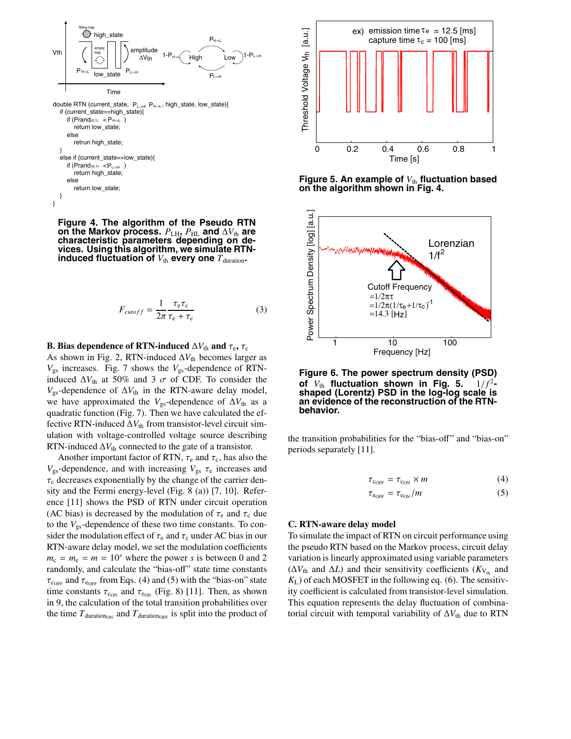```
double RTN (current_state, P_L->H, P_H->L, high_state, low_state){
  if (current_state==high_state){
    if (Prand(0,1)  < P_H->L  )
      return low_state;
    else
      retrun high_state;
  }
  else if (current_state==low_state){
    if (Prand(0,1)  <P_L->H  )
      return high_state;
    else
      return low_state;
  }
}
```

**Figure 4. The algorithm of the Pseudo RTN on the Markov process. $P_{\rm LH}$, $P_{\rm HL}$ and $\Delta V_{\rm th}$ are characteristic parameters depending on devices. Using this algorithm, we simulate RTN-induced fluctuation of $V_{\rm th}$ every one $T_{\rm duration}$.**

$$F_{cutoff} = \frac{1}{2\pi}\frac{\tau_{\rm e}\tau_{\rm c}}{\tau_{\rm e}+\tau_{\rm c}} \tag{3}$$

### B. Bias dependence of RTN-induced $\Delta V_{\rm th}$ and $\tau_{\rm e}$, $\tau_{\rm c}$

As shown in Fig. 2, RTN-induced $\Delta V_{\rm th}$ becomes larger as $V_{\rm gs}$ increases. Fig. 7 shows the $V_{\rm gs}$-dependence of RTN-induced $\Delta V_{\rm th}$ at 50% and 3 $\sigma$ of CDF. To consider the $V_{\rm gs}$-dependence of $\Delta V_{\rm th}$ in the RTN-aware delay model, we have approximated the $V_{\rm gs}$-dependence of $\Delta V_{\rm th}$ as a quadratic function (Fig. 7). Then we have calculated the effective RTN-induced $\Delta V_{\rm th}$ from transistor-level circuit simulation with voltage-controlled voltage source describing RTN-induced $\Delta V_{\rm th}$ connected to the gate of a transistor.

Another important factor of RTN, $\tau_{\rm e}$ and $\tau_{\rm c}$, has also the $V_{\rm gs}$-dependence, and with increasing $V_{\rm gs}$ $\tau_{\rm e}$ increases and $\tau_{\rm c}$ decreases exponentially by the change of the carrier density and the Fermi energy-level (Fig. 8 (a)) [7, 10]. Reference [11] shows the PSD of RTN under circuit operation (AC bias) is decreased by the modulation of $\tau_{\rm e}$ and $\tau_{\rm c}$ due to the $V_{\rm gs}$-dependence of these two time constants. To consider the modulation effect of $\tau_{\rm e}$ and $\tau_{\rm c}$ under AC bias in our RTN-aware delay model, we set the modulation coefficients $m_{\rm c} = m_{\rm e} = m = 10^{s}$ where the power $s$ is between 0 and 2 randomly, and calculate the "bias-off" state time constants $\tau_{\rm c_{OFF}}$ and $\tau_{\rm e_{OFF}}$ from Eqs. (4) and (5) with the "bias-on" state time constants $\tau_{\rm c_{ON}}$ and $\tau_{\rm e_{ON}}$ (Fig. 8) [11]. Then, as shown in 9, the calculation of the total transition probabilities over the time $T_{\rm duration_{ON}}$ and $T_{\rm duration_{OFF}}$ is split into the product of the transition probabilities for the "bias-off" and "bias-on" periods separately [11].

**Figure 5. An example of $V_{\rm th}$ fluctuation based on the algorithm shown in Fig. 4.**

**Figure 6. The power spectrum density (PSD) of $V_{\rm th}$ fluctuation shown in Fig. 5. $1/f^2$-shaped (Lorentz) PSD in the log-log scale is an evidence of the reconstruction of the RTN-behavior.**

$$\tau_{\rm c_{OFF}} = \tau_{\rm c_{ON}} \times m \tag{4}$$

$$\tau_{\rm e_{OFF}} = \tau_{\rm e_{ON}}/m \tag{5}$$

### C. RTN-aware delay model

To simulate the impact of RTN on circuit performance using the pseudo RTN based on the Markov process, circuit delay variation is linearly approximated using variable parameters ($\Delta V_{\rm th}$ and $\Delta L$) and their sensitivity coefficients ($K_{V_{\rm th}}$ and $K_{\rm L}$) of each MOSFET in the following eq. (6). The sensitivity coefficient is calculated from transistor-level simulation. This equation represents the delay fluctuation of combinatorial circuit with temporal variability of $\Delta V_{\rm th}$ due to RTN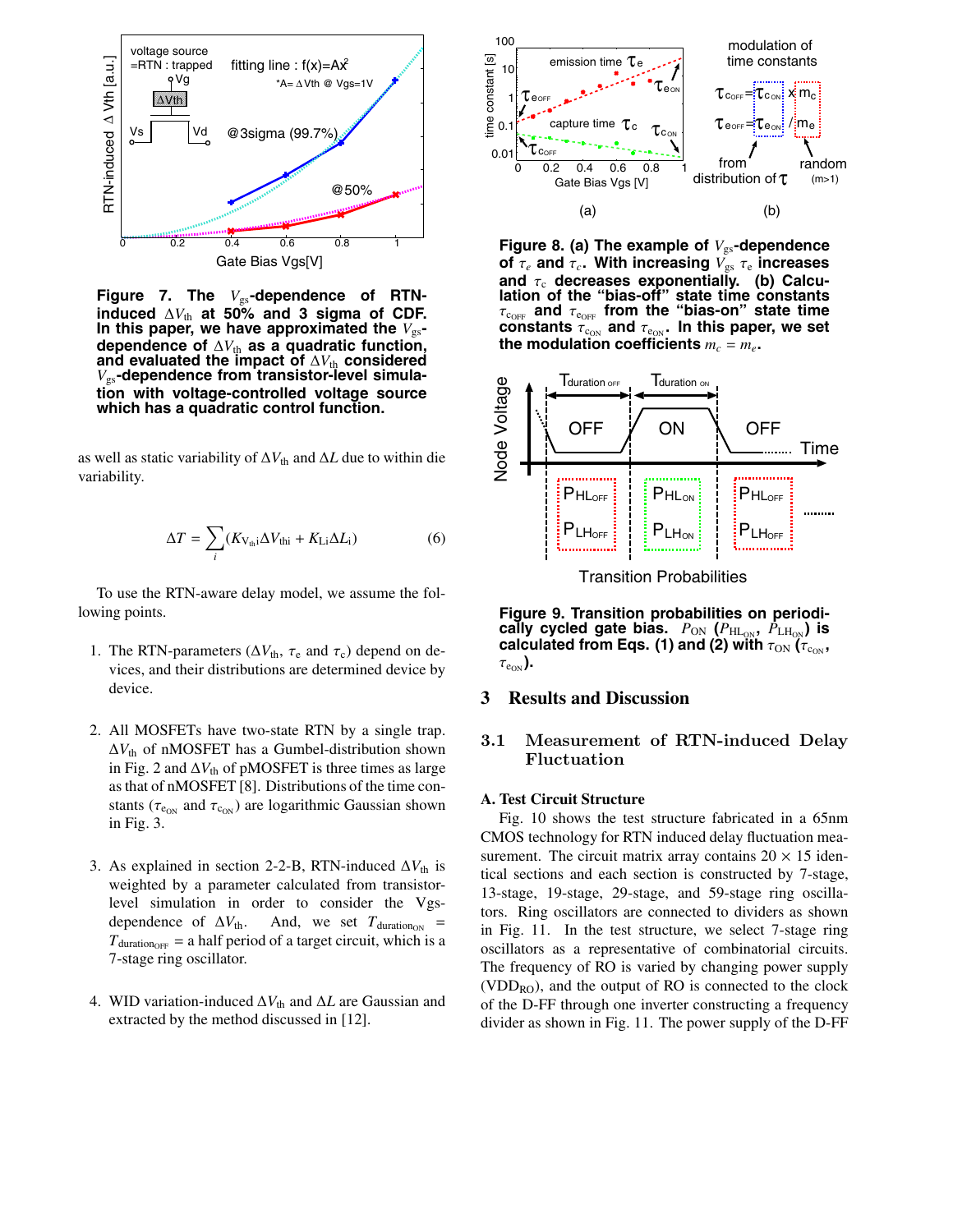**Figure 7. The $V_{gs}$-dependence of RTN-induced $\Delta V_{th}$ at 50% and 3 sigma of CDF. In this paper, we have approximated the $V_{gs}$-dependence of $\Delta V_{th}$ as a quadratic function, and evaluated the impact of $\Delta V_{th}$ considered $V_{gs}$-dependence from transistor-level simulation with voltage-controlled voltage source which has a quadratic control function.**

as well as static variability of $\Delta V_{th}$ and $\Delta L$ due to within die variability.

$$\Delta T = \sum_{i}(K_{V_{th}i}\Delta V_{thi} + K_{Li}\Delta L_i) \qquad (6)$$

To use the RTN-aware delay model, we assume the following points.

1. The RTN-parameters ($\Delta V_{th}$, $\tau_e$ and $\tau_c$) depend on devices, and their distributions are determined device by device.
2. All MOSFETs have two-state RTN by a single trap. $\Delta V_{th}$ of nMOSFET has a Gumbel-distribution shown in Fig. 2 and $\Delta V_{th}$ of pMOSFET is three times as large as that of nMOSFET [8]. Distributions of the time constants ($\tau_{e_{ON}}$ and $\tau_{c_{ON}}$) are logarithmic Gaussian shown in Fig. 3.
3. As explained in section 2-2-B, RTN-induced $\Delta V_{th}$ is weighted by a parameter calculated from transistor-level simulation in order to consider the Vgs-dependence of $\Delta V_{th}$. And, we set $T_{duration_{ON}}$ = $T_{duration_{OFF}}$ = a half period of a target circuit, which is a 7-stage ring oscillator.
4. WID variation-induced $\Delta V_{th}$ and $\Delta L$ are Gaussian and extracted by the method discussed in [12].

**Figure 8. (a) The example of $V_{gs}$-dependence of $\tau_e$ and $\tau_c$. With increasing $V_{gs}$ $\tau_e$ increases and $\tau_c$ decreases exponentially. (b) Calculation of the "bias-off" state time constants $\tau_{c_{OFF}}$ and $\tau_{e_{OFF}}$ from the "bias-on" state time constants $\tau_{c_{ON}}$ and $\tau_{e_{ON}}$. In this paper, we set the modulation coefficients $m_c = m_e$.**

**Figure 9. Transition probabilities on periodically cycled gate bias. $P_{ON}$ ($P_{HL_{ON}}$, $P_{LH_{ON}}$) is calculated from Eqs. (1) and (2) with $\tau_{ON}$ ($\tau_{c_{ON}}$, $\tau_{e_{ON}}$).**

## 3 Results and Discussion

### 3.1 Measurement of RTN-induced Delay Fluctuation

**A. Test Circuit Structure**

Fig. 10 shows the test structure fabricated in a 65nm CMOS technology for RTN induced delay fluctuation measurement. The circuit matrix array contains 20 × 15 identical sections and each section is constructed by 7-stage, 13-stage, 19-stage, 29-stage, and 59-stage ring oscillators. Ring oscillators are connected to dividers as shown in Fig. 11. In the test structure, we select 7-stage ring oscillators as a representative of combinatorial circuits. The frequency of RO is varied by changing power supply ($VDD_{RO}$), and the output of RO is connected to the clock of the D-FF through one inverter constructing a frequency divider as shown in Fig. 11. The power supply of the D-FF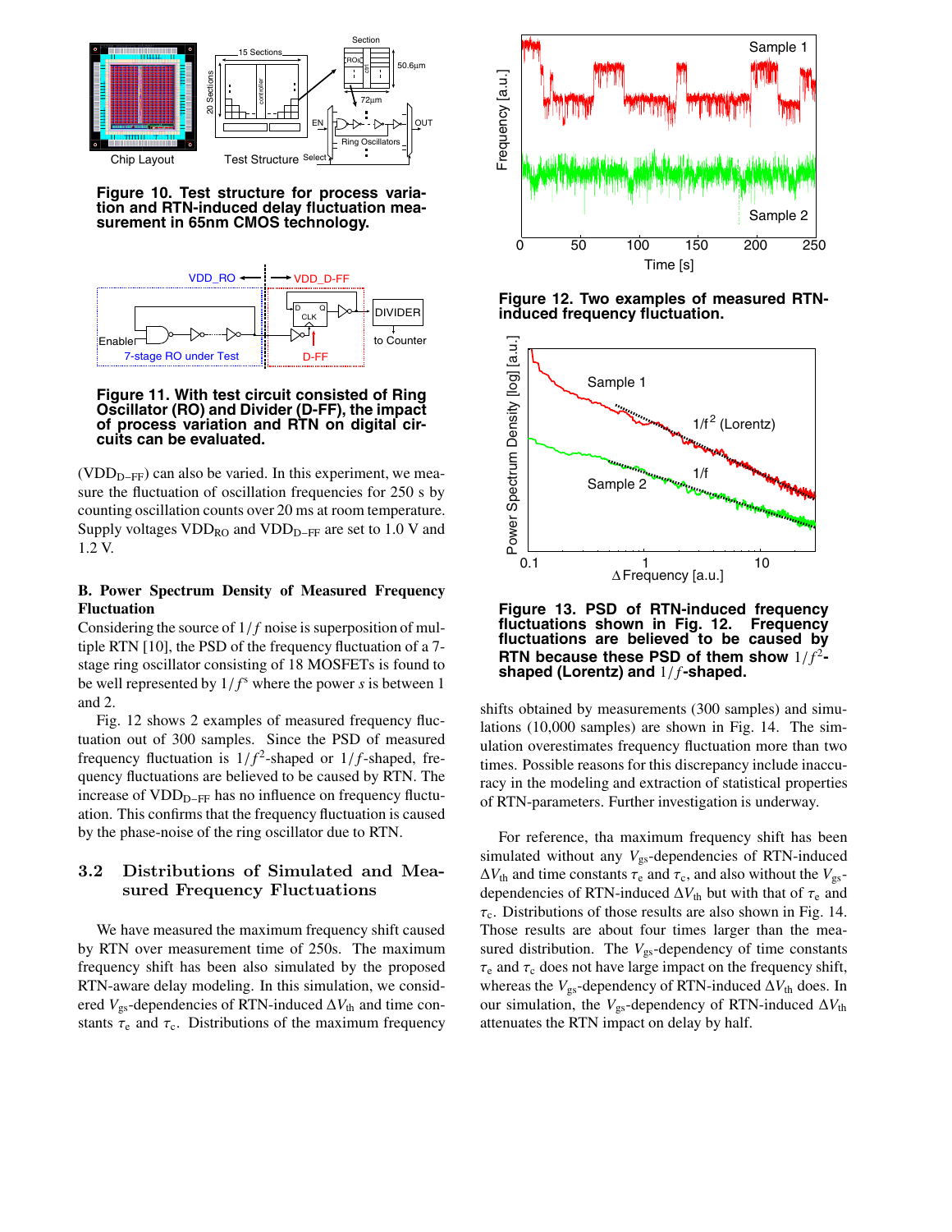**Figure 10. Test structure for process variation and RTN-induced delay fluctuation measurement in 65nm CMOS technology.**

**Figure 11. With test circuit consisted of Ring Oscillator (RO) and Divider (D-FF), the impact of process variation and RTN on digital circuits can be evaluated.**

($VDD_{D-FF}$) can also be varied. In this experiment, we measure the fluctuation of oscillation frequencies for 250 s by counting oscillation counts over 20 ms at room temperature. Supply voltages $VDD_{RO}$ and $VDD_{D-FF}$ are set to 1.0 V and 1.2 V.

### B. Power Spectrum Density of Measured Frequency Fluctuation

Considering the source of $1/f$ noise is superposition of multiple RTN [10], the PSD of the frequency fluctuation of a 7-stage ring oscillator consisting of 18 MOSFETs is found to be well represented by $1/f^s$ where the power $s$ is between 1 and 2.

Fig. 12 shows 2 examples of measured frequency fluctuation out of 300 samples. Since the PSD of measured frequency fluctuation is $1/f^2$-shaped or $1/f$-shaped, frequency fluctuations are believed to be caused by RTN. The increase of $VDD_{D-FF}$ has no influence on frequency fluctuation. This confirms that the frequency fluctuation is caused by the phase-noise of the ring oscillator due to RTN.

## 3.2 Distributions of Simulated and Measured Frequency Fluctuations

We have measured the maximum frequency shift caused by RTN over measurement time of 250s. The maximum frequency shift has been also simulated by the proposed RTN-aware delay modeling. In this simulation, we considered $V_{gs}$-dependencies of RTN-induced $\Delta V_{th}$ and time constants $\tau_e$ and $\tau_c$. Distributions of the maximum frequency shifts obtained by measurements (300 samples) and simulations (10,000 samples) are shown in Fig. 14. The simulation overestimates frequency fluctuation more than two times. Possible reasons for this discrepancy include inaccuracy in the modeling and extraction of statistical properties of RTN-parameters. Further investigation is underway.

For reference, tha maximum frequency shift has been simulated without any $V_{gs}$-dependencies of RTN-induced $\Delta V_{th}$ and time constants $\tau_e$ and $\tau_c$, and also without the $V_{gs}$-dependencies of RTN-induced $\Delta V_{th}$ but with that of $\tau_e$ and $\tau_c$. Distributions of those results are also shown in Fig. 14. Those results are about four times larger than the measured distribution. The $V_{gs}$-dependency of time constants $\tau_e$ and $\tau_c$ does not have large impact on the frequency shift, whereas the $V_{gs}$-dependency of RTN-induced $\Delta V_{th}$ does. In our simulation, the $V_{gs}$-dependency of RTN-induced $\Delta V_{th}$ attenuates the RTN impact on delay by half.

**Figure 12. Two examples of measured RTN-induced frequency fluctuation.**

**Figure 13. PSD of RTN-induced frequency fluctuations shown in Fig. 12. Frequency fluctuations are believed to be caused by RTN because these PSD of them show $1/f^2$-shaped (Lorentz) and $1/f$-shaped.**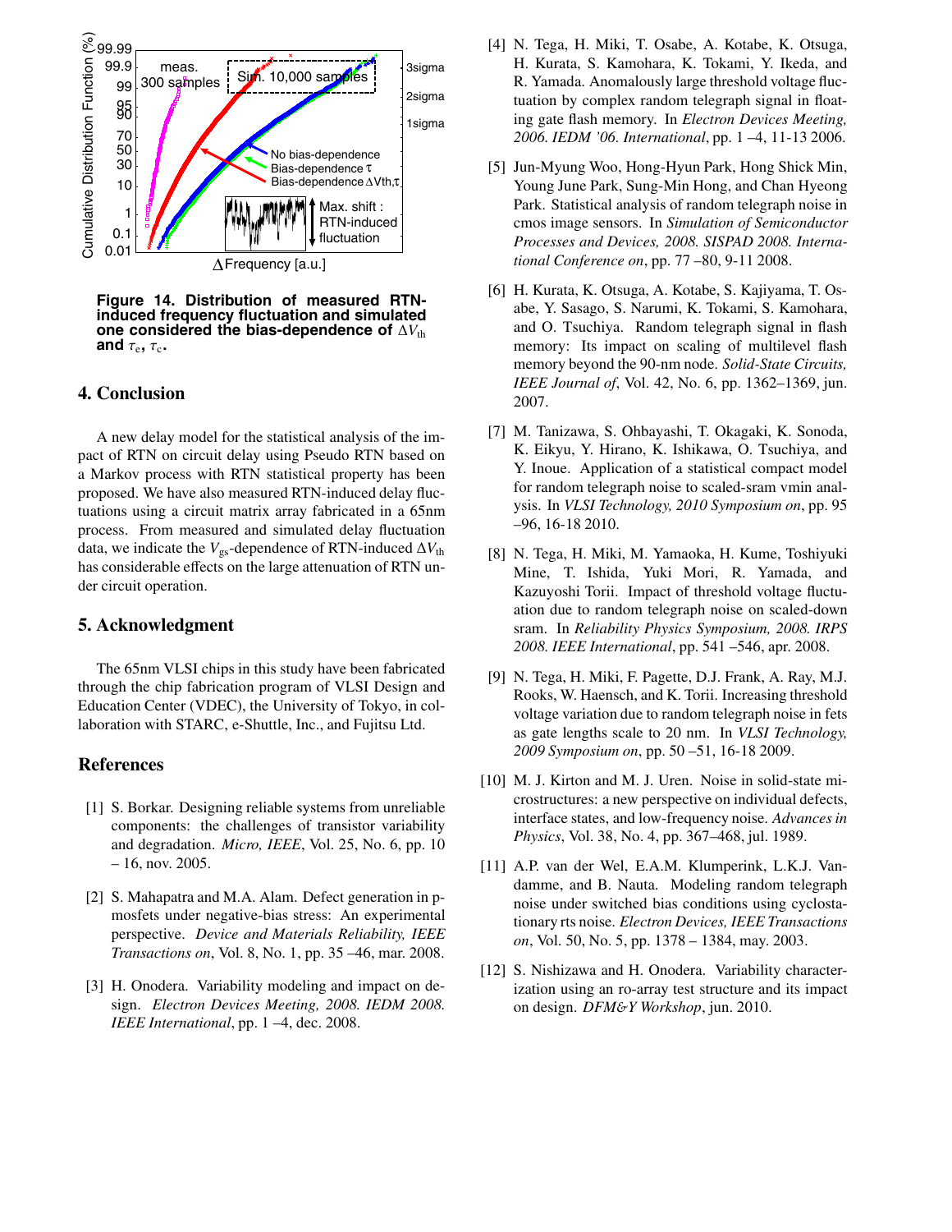99.99
99.9
99
95
90
70
50
30
10
1
0.1
0.01

Cumulative Distribution Function (%)

meas.
300 samples

Sim. 10,000 samples

3sigma
2sigma
1sigma

No bias-dependence
Bias-dependence τ
Bias-dependence ΔVth,τ

Max. shift :
RTN-induced
fluctuation

ΔFrequency [a.u.]

**Figure 14. Distribution of measured RTN-induced frequency fluctuation and simulated one considered the bias-dependence of $\Delta V_{\rm th}$ and $\tau_{\rm e}$, $\tau_{\rm c}$.**

## 4. Conclusion

A new delay model for the statistical analysis of the impact of RTN on circuit delay using Pseudo RTN based on a Markov process with RTN statistical property has been proposed. We have also measured RTN-induced delay fluctuations using a circuit matrix array fabricated in a 65nm process. From measured and simulated delay fluctuation data, we indicate the $V_{\rm gs}$-dependence of RTN-induced $\Delta V_{\rm th}$ has considerable effects on the large attenuation of RTN under circuit operation.

## 5. Acknowledgment

The 65nm VLSI chips in this study have been fabricated through the chip fabrication program of VLSI Design and Education Center (VDEC), the University of Tokyo, in collaboration with STARC, e-Shuttle, Inc., and Fujitsu Ltd.

## References

[1] S. Borkar. Designing reliable systems from unreliable components: the challenges of transistor variability and degradation. *Micro, IEEE*, Vol. 25, No. 6, pp. 10 – 16, nov. 2005.

[2] S. Mahapatra and M.A. Alam. Defect generation in p-mosfets under negative-bias stress: An experimental perspective. *Device and Materials Reliability, IEEE Transactions on*, Vol. 8, No. 1, pp. 35 –46, mar. 2008.

[3] H. Onodera. Variability modeling and impact on design. *Electron Devices Meeting, 2008. IEDM 2008. IEEE International*, pp. 1 –4, dec. 2008.

[4] N. Tega, H. Miki, T. Osabe, A. Kotabe, K. Otsuga, H. Kurata, S. Kamohara, K. Tokami, Y. Ikeda, and R. Yamada. Anomalously large threshold voltage fluctuation by complex random telegraph signal in floating gate flash memory. In *Electron Devices Meeting, 2006. IEDM '06. International*, pp. 1 –4, 11-13 2006.

[5] Jun-Myung Woo, Hong-Hyun Park, Hong Shick Min, Young June Park, Sung-Min Hong, and Chan Hyeong Park. Statistical analysis of random telegraph noise in cmos image sensors. In *Simulation of Semiconductor Processes and Devices, 2008. SISPAD 2008. International Conference on*, pp. 77 –80, 9-11 2008.

[6] H. Kurata, K. Otsuga, A. Kotabe, S. Kajiyama, T. Osabe, Y. Sasago, S. Narumi, K. Tokami, S. Kamohara, and O. Tsuchiya. Random telegraph signal in flash memory: Its impact on scaling of multilevel flash memory beyond the 90-nm node. *Solid-State Circuits, IEEE Journal of*, Vol. 42, No. 6, pp. 1362–1369, jun. 2007.

[7] M. Tanizawa, S. Ohbayashi, T. Okagaki, K. Sonoda, K. Eikyu, Y. Hirano, K. Ishikawa, O. Tsuchiya, and Y. Inoue. Application of a statistical compact model for random telegraph noise to scaled-sram vmin analysis. In *VLSI Technology, 2010 Symposium on*, pp. 95 –96, 16-18 2010.

[8] N. Tega, H. Miki, M. Yamaoka, H. Kume, Toshiyuki Mine, T. Ishida, Yuki Mori, R. Yamada, and Kazuyoshi Torii. Impact of threshold voltage fluctuation due to random telegraph noise on scaled-down sram. In *Reliability Physics Symposium, 2008. IRPS 2008. IEEE International*, pp. 541 –546, apr. 2008.

[9] N. Tega, H. Miki, F. Pagette, D.J. Frank, A. Ray, M.J. Rooks, W. Haensch, and K. Torii. Increasing threshold voltage variation due to random telegraph noise in fets as gate lengths scale to 20 nm. In *VLSI Technology, 2009 Symposium on*, pp. 50 –51, 16-18 2009.

[10] M. J. Kirton and M. J. Uren. Noise in solid-state microstructures: a new perspective on individual defects, interface states, and low-frequency noise. *Advances in Physics*, Vol. 38, No. 4, pp. 367–468, jul. 1989.

[11] A.P. van der Wel, E.A.M. Klumperink, L.K.J. Vandamme, and B. Nauta. Modeling random telegraph noise under switched bias conditions using cyclostationary rts noise. *Electron Devices, IEEE Transactions on*, Vol. 50, No. 5, pp. 1378 – 1384, may. 2003.

[12] S. Nishizawa and H. Onodera. Variability characterization using an ro-array test structure and its impact on design. *DFM&Y Workshop*, jun. 2010.